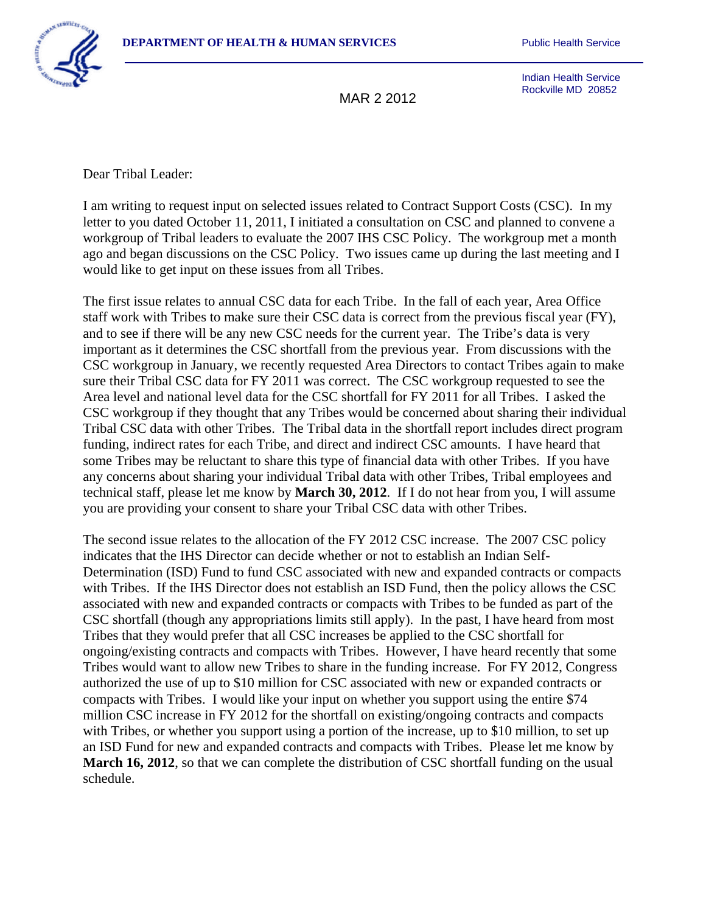**DEPARTMENT OF HEALTH & HUMAN SERVICES** Public Health Service

Indian Health Service
Rockville MD 20852

MAR 2 2012

Dear Tribal Leader:

I am writing to request input on selected issues related to Contract Support Costs (CSC). In my letter to you dated October 11, 2011, I initiated a consultation on CSC and planned to convene a workgroup of Tribal leaders to evaluate the 2007 IHS CSC Policy. The workgroup met a month ago and began discussions on the CSC Policy. Two issues came up during the last meeting and I would like to get input on these issues from all Tribes.

The first issue relates to annual CSC data for each Tribe. In the fall of each year, Area Office staff work with Tribes to make sure their CSC data is correct from the previous fiscal year (FY), and to see if there will be any new CSC needs for the current year. The Tribe's data is very important as it determines the CSC shortfall from the previous year. From discussions with the CSC workgroup in January, we recently requested Area Directors to contact Tribes again to make sure their Tribal CSC data for FY 2011 was correct. The CSC workgroup requested to see the Area level and national level data for the CSC shortfall for FY 2011 for all Tribes. I asked the CSC workgroup if they thought that any Tribes would be concerned about sharing their individual Tribal CSC data with other Tribes. The Tribal data in the shortfall report includes direct program funding, indirect rates for each Tribe, and direct and indirect CSC amounts. I have heard that some Tribes may be reluctant to share this type of financial data with other Tribes. If you have any concerns about sharing your individual Tribal data with other Tribes, Tribal employees and technical staff, please let me know by **March 30, 2012**. If I do not hear from you, I will assume you are providing your consent to share your Tribal CSC data with other Tribes.

The second issue relates to the allocation of the FY 2012 CSC increase. The 2007 CSC policy indicates that the IHS Director can decide whether or not to establish an Indian Self-Determination (ISD) Fund to fund CSC associated with new and expanded contracts or compacts with Tribes. If the IHS Director does not establish an ISD Fund, then the policy allows the CSC associated with new and expanded contracts or compacts with Tribes to be funded as part of the CSC shortfall (though any appropriations limits still apply). In the past, I have heard from most Tribes that they would prefer that all CSC increases be applied to the CSC shortfall for ongoing/existing contracts and compacts with Tribes. However, I have heard recently that some Tribes would want to allow new Tribes to share in the funding increase. For FY 2012, Congress authorized the use of up to $10 million for CSC associated with new or expanded contracts or compacts with Tribes. I would like your input on whether you support using the entire $74 million CSC increase in FY 2012 for the shortfall on existing/ongoing contracts and compacts with Tribes, or whether you support using a portion of the increase, up to $10 million, to set up an ISD Fund for new and expanded contracts and compacts with Tribes. Please let me know by **March 16, 2012**, so that we can complete the distribution of CSC shortfall funding on the usual schedule.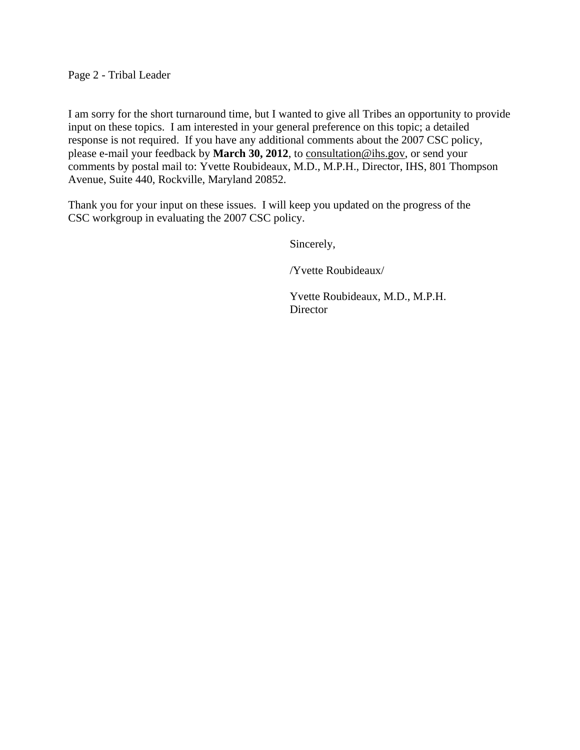I am sorry for the short turnaround time, but I wanted to give all Tribes an opportunity to provide input on these topics. I am interested in your general preference on this topic; a detailed response is not required. If you have any additional comments about the 2007 CSC policy, please e-mail your feedback by **March 30, 2012**, to consultation@ihs.gov, or send your comments by postal mail to: Yvette Roubideaux, M.D., M.P.H., Director, IHS, 801 Thompson Avenue, Suite 440, Rockville, Maryland 20852.

Thank you for your input on these issues. I will keep you updated on the progress of the CSC workgroup in evaluating the 2007 CSC policy.

Sincerely,

/Yvette Roubideaux/

Yvette Roubideaux, M.D., M.P.H.
Director